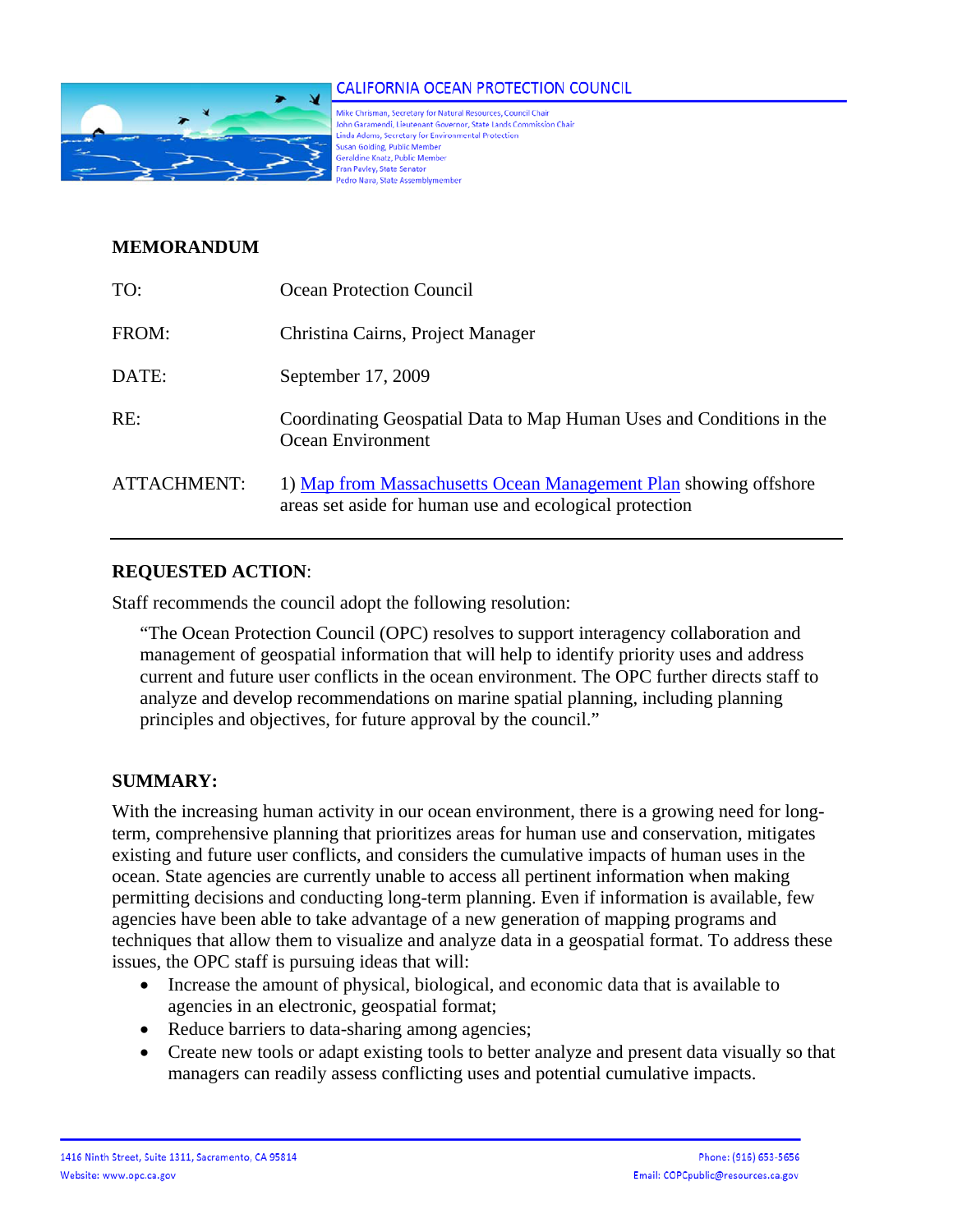# CALIFORNIA OCEAN PROTECTION COUNCIL

Mike Chrisman, Secretary for Natural Resources, Council Chair
John Garamendi, Lieutenant Governor, State Lands Commission Chair
Linda Adams, Secretary for Environmental Protection
Susan Golding, Public Member
Geraldine Knatz, Public Member
Fran Pavley, State Senator
Pedro Nava, State Assemblymember

## MEMORANDUM

| | |
|---|---|
| TO: | Ocean Protection Council |
| FROM: | Christina Cairns, Project Manager |
| DATE: | September 17, 2009 |
| RE: | Coordinating Geospatial Data to Map Human Uses and Conditions in the Ocean Environment |
| ATTACHMENT: | 1) Map from Massachusetts Ocean Management Plan showing offshore areas set aside for human use and ecological protection |

---

**REQUESTED ACTION**:

Staff recommends the council adopt the following resolution:

> "The Ocean Protection Council (OPC) resolves to support interagency collaboration and management of geospatial information that will help to identify priority uses and address current and future user conflicts in the ocean environment. The OPC further directs staff to analyze and develop recommendations on marine spatial planning, including planning principles and objectives, for future approval by the council."

**SUMMARY:**

With the increasing human activity in our ocean environment, there is a growing need for long-term, comprehensive planning that prioritizes areas for human use and conservation, mitigates existing and future user conflicts, and considers the cumulative impacts of human uses in the ocean. State agencies are currently unable to access all pertinent information when making permitting decisions and conducting long-term planning. Even if information is available, few agencies have been able to take advantage of a new generation of mapping programs and techniques that allow them to visualize and analyze data in a geospatial format. To address these issues, the OPC staff is pursuing ideas that will:

- Increase the amount of physical, biological, and economic data that is available to agencies in an electronic, geospatial format;
- Reduce barriers to data-sharing among agencies;
- Create new tools or adapt existing tools to better analyze and present data visually so that managers can readily assess conflicting uses and potential cumulative impacts.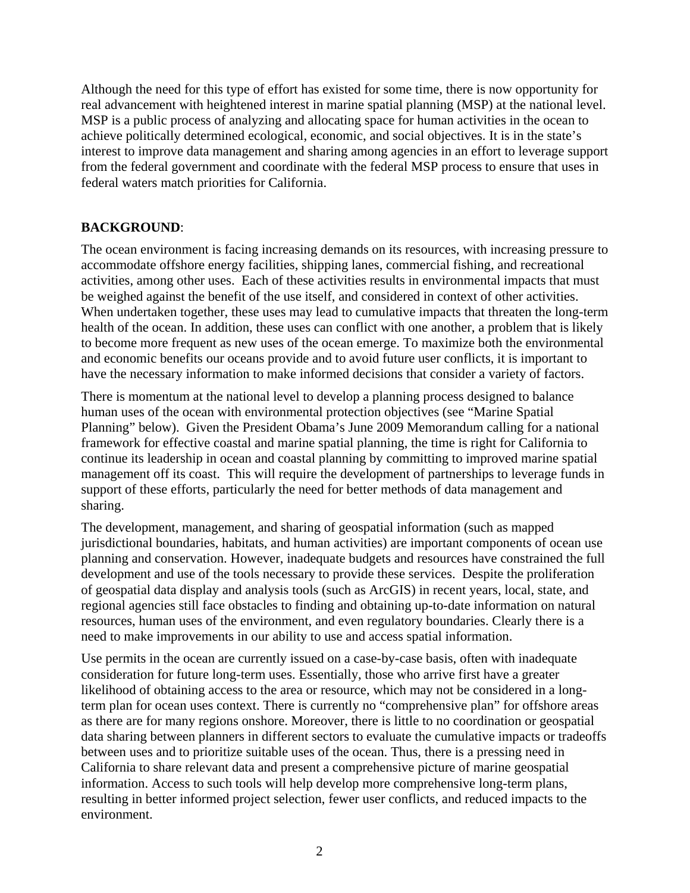Although the need for this type of effort has existed for some time, there is now opportunity for real advancement with heightened interest in marine spatial planning (MSP) at the national level. MSP is a public process of analyzing and allocating space for human activities in the ocean to achieve politically determined ecological, economic, and social objectives. It is in the state's interest to improve data management and sharing among agencies in an effort to leverage support from the federal government and coordinate with the federal MSP process to ensure that uses in federal waters match priorities for California.

**BACKGROUND**:

The ocean environment is facing increasing demands on its resources, with increasing pressure to accommodate offshore energy facilities, shipping lanes, commercial fishing, and recreational activities, among other uses. Each of these activities results in environmental impacts that must be weighed against the benefit of the use itself, and considered in context of other activities. When undertaken together, these uses may lead to cumulative impacts that threaten the long-term health of the ocean. In addition, these uses can conflict with one another, a problem that is likely to become more frequent as new uses of the ocean emerge. To maximize both the environmental and economic benefits our oceans provide and to avoid future user conflicts, it is important to have the necessary information to make informed decisions that consider a variety of factors.

There is momentum at the national level to develop a planning process designed to balance human uses of the ocean with environmental protection objectives (see "Marine Spatial Planning" below). Given the President Obama's June 2009 Memorandum calling for a national framework for effective coastal and marine spatial planning, the time is right for California to continue its leadership in ocean and coastal planning by committing to improved marine spatial management off its coast. This will require the development of partnerships to leverage funds in support of these efforts, particularly the need for better methods of data management and sharing.

The development, management, and sharing of geospatial information (such as mapped jurisdictional boundaries, habitats, and human activities) are important components of ocean use planning and conservation. However, inadequate budgets and resources have constrained the full development and use of the tools necessary to provide these services. Despite the proliferation of geospatial data display and analysis tools (such as ArcGIS) in recent years, local, state, and regional agencies still face obstacles to finding and obtaining up-to-date information on natural resources, human uses of the environment, and even regulatory boundaries. Clearly there is a need to make improvements in our ability to use and access spatial information.

Use permits in the ocean are currently issued on a case-by-case basis, often with inadequate consideration for future long-term uses. Essentially, those who arrive first have a greater likelihood of obtaining access to the area or resource, which may not be considered in a long-term plan for ocean uses context. There is currently no "comprehensive plan" for offshore areas as there are for many regions onshore. Moreover, there is little to no coordination or geospatial data sharing between planners in different sectors to evaluate the cumulative impacts or tradeoffs between uses and to prioritize suitable uses of the ocean. Thus, there is a pressing need in California to share relevant data and present a comprehensive picture of marine geospatial information. Access to such tools will help develop more comprehensive long-term plans, resulting in better informed project selection, fewer user conflicts, and reduced impacts to the environment.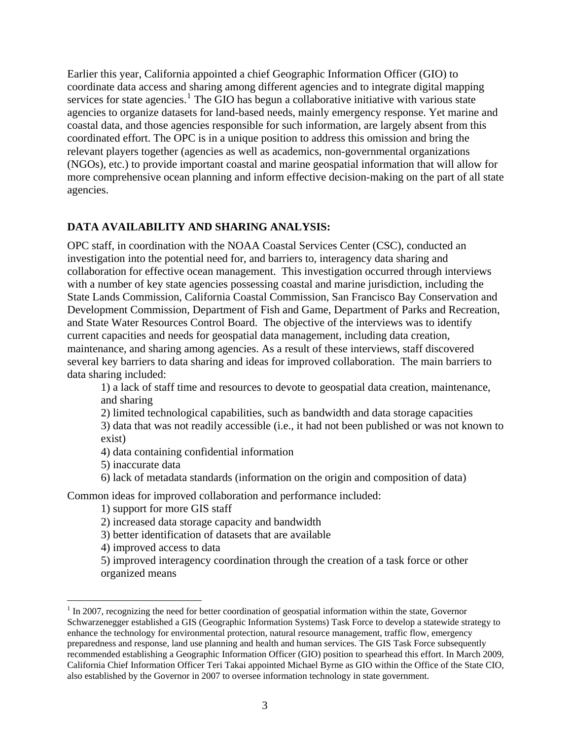Earlier this year, California appointed a chief Geographic Information Officer (GIO) to coordinate data access and sharing among different agencies and to integrate digital mapping services for state agencies.[1] The GIO has begun a collaborative initiative with various state agencies to organize datasets for land-based needs, mainly emergency response. Yet marine and coastal data, and those agencies responsible for such information, are largely absent from this coordinated effort. The OPC is in a unique position to address this omission and bring the relevant players together (agencies as well as academics, non-governmental organizations (NGOs), etc.) to provide important coastal and marine geospatial information that will allow for more comprehensive ocean planning and inform effective decision-making on the part of all state agencies.

## DATA AVAILABILITY AND SHARING ANALYSIS:

OPC staff, in coordination with the NOAA Coastal Services Center (CSC), conducted an investigation into the potential need for, and barriers to, interagency data sharing and collaboration for effective ocean management. This investigation occurred through interviews with a number of key state agencies possessing coastal and marine jurisdiction, including the State Lands Commission, California Coastal Commission, San Francisco Bay Conservation and Development Commission, Department of Fish and Game, Department of Parks and Recreation, and State Water Resources Control Board. The objective of the interviews was to identify current capacities and needs for geospatial data management, including data creation, maintenance, and sharing among agencies. As a result of these interviews, staff discovered several key barriers to data sharing and ideas for improved collaboration. The main barriers to data sharing included:

1) a lack of staff time and resources to devote to geospatial data creation, maintenance, and sharing
2) limited technological capabilities, such as bandwidth and data storage capacities
3) data that was not readily accessible (i.e., it had not been published or was not known to exist)
4) data containing confidential information
5) inaccurate data
6) lack of metadata standards (information on the origin and composition of data)

Common ideas for improved collaboration and performance included:

1) support for more GIS staff
2) increased data storage capacity and bandwidth
3) better identification of datasets that are available
4) improved access to data
5) improved interagency coordination through the creation of a task force or other organized means

[1] In 2007, recognizing the need for better coordination of geospatial information within the state, Governor Schwarzenegger established a GIS (Geographic Information Systems) Task Force to develop a statewide strategy to enhance the technology for environmental protection, natural resource management, traffic flow, emergency preparedness and response, land use planning and health and human services. The GIS Task Force subsequently recommended establishing a Geographic Information Officer (GIO) position to spearhead this effort. In March 2009, California Chief Information Officer Teri Takai appointed Michael Byrne as GIO within the Office of the State CIO, also established by the Governor in 2007 to oversee information technology in state government.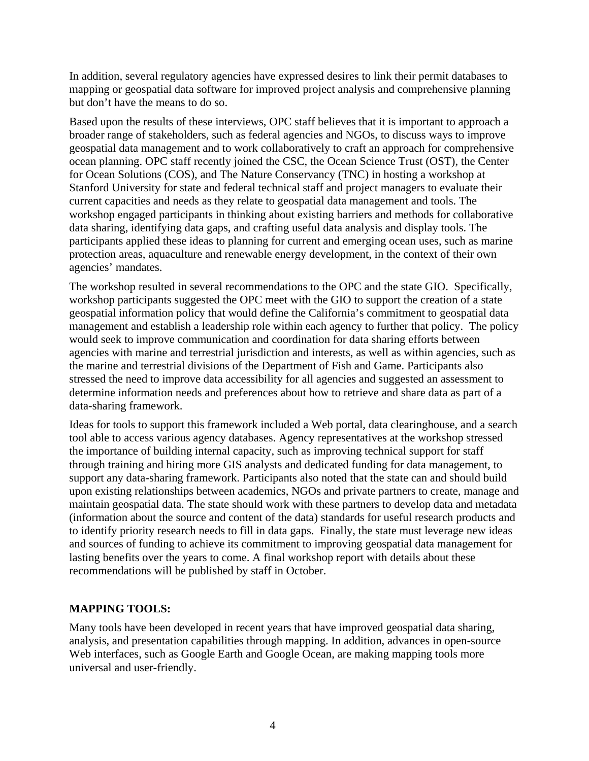In addition, several regulatory agencies have expressed desires to link their permit databases to mapping or geospatial data software for improved project analysis and comprehensive planning but don't have the means to do so.

Based upon the results of these interviews, OPC staff believes that it is important to approach a broader range of stakeholders, such as federal agencies and NGOs, to discuss ways to improve geospatial data management and to work collaboratively to craft an approach for comprehensive ocean planning. OPC staff recently joined the CSC, the Ocean Science Trust (OST), the Center for Ocean Solutions (COS), and The Nature Conservancy (TNC) in hosting a workshop at Stanford University for state and federal technical staff and project managers to evaluate their current capacities and needs as they relate to geospatial data management and tools. The workshop engaged participants in thinking about existing barriers and methods for collaborative data sharing, identifying data gaps, and crafting useful data analysis and display tools. The participants applied these ideas to planning for current and emerging ocean uses, such as marine protection areas, aquaculture and renewable energy development, in the context of their own agencies' mandates.

The workshop resulted in several recommendations to the OPC and the state GIO. Specifically, workshop participants suggested the OPC meet with the GIO to support the creation of a state geospatial information policy that would define the California's commitment to geospatial data management and establish a leadership role within each agency to further that policy. The policy would seek to improve communication and coordination for data sharing efforts between agencies with marine and terrestrial jurisdiction and interests, as well as within agencies, such as the marine and terrestrial divisions of the Department of Fish and Game. Participants also stressed the need to improve data accessibility for all agencies and suggested an assessment to determine information needs and preferences about how to retrieve and share data as part of a data-sharing framework.

Ideas for tools to support this framework included a Web portal, data clearinghouse, and a search tool able to access various agency databases. Agency representatives at the workshop stressed the importance of building internal capacity, such as improving technical support for staff through training and hiring more GIS analysts and dedicated funding for data management, to support any data-sharing framework. Participants also noted that the state can and should build upon existing relationships between academics, NGOs and private partners to create, manage and maintain geospatial data. The state should work with these partners to develop data and metadata (information about the source and content of the data) standards for useful research products and to identify priority research needs to fill in data gaps. Finally, the state must leverage new ideas and sources of funding to achieve its commitment to improving geospatial data management for lasting benefits over the years to come. A final workshop report with details about these recommendations will be published by staff in October.

**MAPPING TOOLS:**

Many tools have been developed in recent years that have improved geospatial data sharing, analysis, and presentation capabilities through mapping. In addition, advances in open-source Web interfaces, such as Google Earth and Google Ocean, are making mapping tools more universal and user-friendly.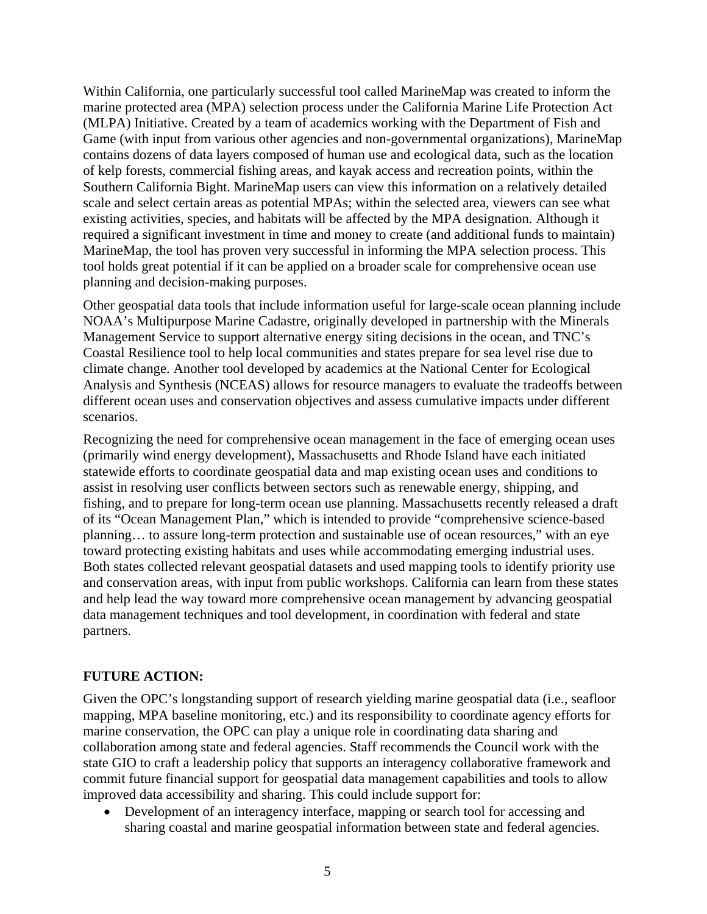Within California, one particularly successful tool called MarineMap was created to inform the marine protected area (MPA) selection process under the California Marine Life Protection Act (MLPA) Initiative. Created by a team of academics working with the Department of Fish and Game (with input from various other agencies and non-governmental organizations), MarineMap contains dozens of data layers composed of human use and ecological data, such as the location of kelp forests, commercial fishing areas, and kayak access and recreation points, within the Southern California Bight. MarineMap users can view this information on a relatively detailed scale and select certain areas as potential MPAs; within the selected area, viewers can see what existing activities, species, and habitats will be affected by the MPA designation. Although it required a significant investment in time and money to create (and additional funds to maintain) MarineMap, the tool has proven very successful in informing the MPA selection process. This tool holds great potential if it can be applied on a broader scale for comprehensive ocean use planning and decision-making purposes.

Other geospatial data tools that include information useful for large-scale ocean planning include NOAA's Multipurpose Marine Cadastre, originally developed in partnership with the Minerals Management Service to support alternative energy siting decisions in the ocean, and TNC's Coastal Resilience tool to help local communities and states prepare for sea level rise due to climate change. Another tool developed by academics at the National Center for Ecological Analysis and Synthesis (NCEAS) allows for resource managers to evaluate the tradeoffs between different ocean uses and conservation objectives and assess cumulative impacts under different scenarios.

Recognizing the need for comprehensive ocean management in the face of emerging ocean uses (primarily wind energy development), Massachusetts and Rhode Island have each initiated statewide efforts to coordinate geospatial data and map existing ocean uses and conditions to assist in resolving user conflicts between sectors such as renewable energy, shipping, and fishing, and to prepare for long-term ocean use planning. Massachusetts recently released a draft of its "Ocean Management Plan," which is intended to provide "comprehensive science-based planning… to assure long-term protection and sustainable use of ocean resources," with an eye toward protecting existing habitats and uses while accommodating emerging industrial uses. Both states collected relevant geospatial datasets and used mapping tools to identify priority use and conservation areas, with input from public workshops. California can learn from these states and help lead the way toward more comprehensive ocean management by advancing geospatial data management techniques and tool development, in coordination with federal and state partners.

**FUTURE ACTION:**

Given the OPC's longstanding support of research yielding marine geospatial data (i.e., seafloor mapping, MPA baseline monitoring, etc.) and its responsibility to coordinate agency efforts for marine conservation, the OPC can play a unique role in coordinating data sharing and collaboration among state and federal agencies. Staff recommends the Council work with the state GIO to craft a leadership policy that supports an interagency collaborative framework and commit future financial support for geospatial data management capabilities and tools to allow improved data accessibility and sharing. This could include support for:

- Development of an interagency interface, mapping or search tool for accessing and sharing coastal and marine geospatial information between state and federal agencies.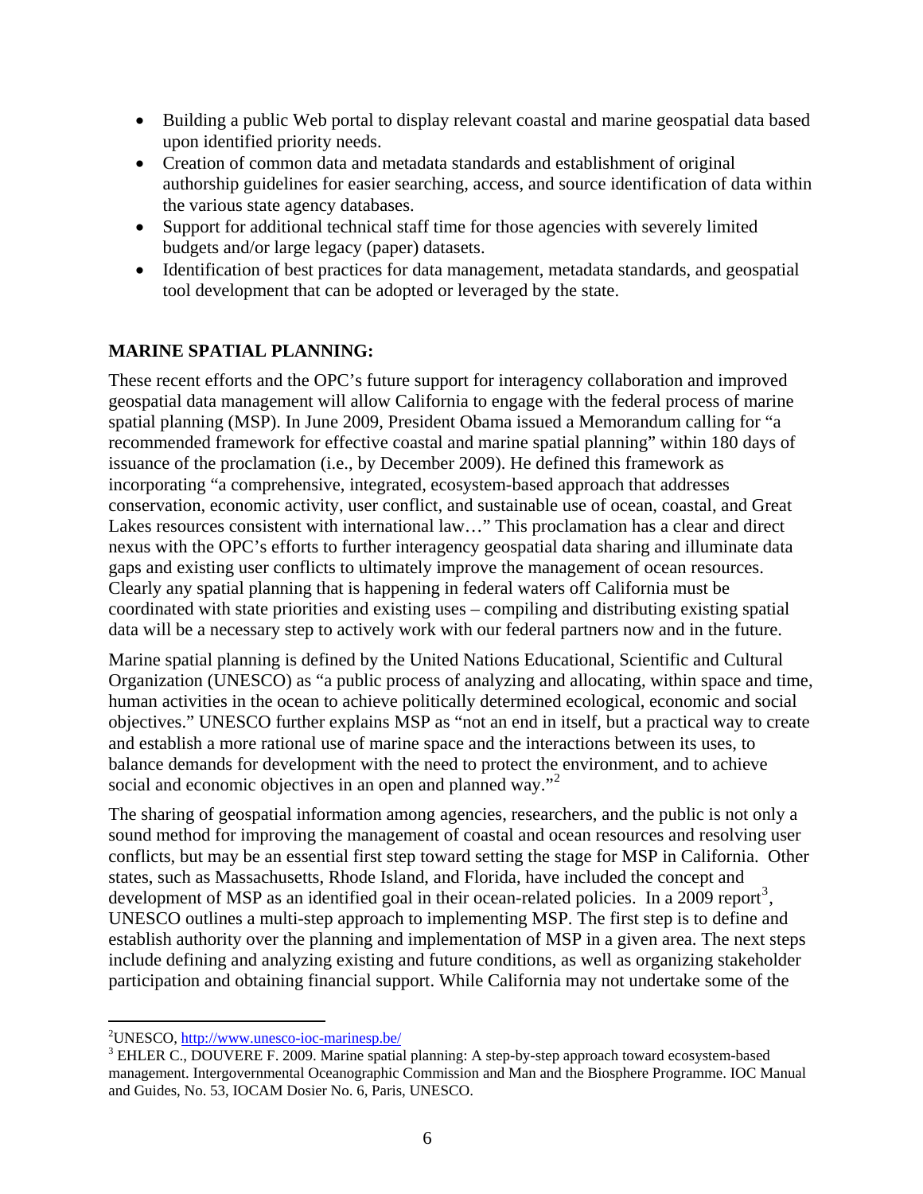- Building a public Web portal to display relevant coastal and marine geospatial data based upon identified priority needs.
- Creation of common data and metadata standards and establishment of original authorship guidelines for easier searching, access, and source identification of data within the various state agency databases.
- Support for additional technical staff time for those agencies with severely limited budgets and/or large legacy (paper) datasets.
- Identification of best practices for data management, metadata standards, and geospatial tool development that can be adopted or leveraged by the state.

## MARINE SPATIAL PLANNING:

These recent efforts and the OPC's future support for interagency collaboration and improved geospatial data management will allow California to engage with the federal process of marine spatial planning (MSP). In June 2009, President Obama issued a Memorandum calling for "a recommended framework for effective coastal and marine spatial planning" within 180 days of issuance of the proclamation (i.e., by December 2009). He defined this framework as incorporating "a comprehensive, integrated, ecosystem-based approach that addresses conservation, economic activity, user conflict, and sustainable use of ocean, coastal, and Great Lakes resources consistent with international law…" This proclamation has a clear and direct nexus with the OPC's efforts to further interagency geospatial data sharing and illuminate data gaps and existing user conflicts to ultimately improve the management of ocean resources. Clearly any spatial planning that is happening in federal waters off California must be coordinated with state priorities and existing uses – compiling and distributing existing spatial data will be a necessary step to actively work with our federal partners now and in the future.

Marine spatial planning is defined by the United Nations Educational, Scientific and Cultural Organization (UNESCO) as "a public process of analyzing and allocating, within space and time, human activities in the ocean to achieve politically determined ecological, economic and social objectives." UNESCO further explains MSP as "not an end in itself, but a practical way to create and establish a more rational use of marine space and the interactions between its uses, to balance demands for development with the need to protect the environment, and to achieve social and economic objectives in an open and planned way."[2]

The sharing of geospatial information among agencies, researchers, and the public is not only a sound method for improving the management of coastal and ocean resources and resolving user conflicts, but may be an essential first step toward setting the stage for MSP in California. Other states, such as Massachusetts, Rhode Island, and Florida, have included the concept and development of MSP as an identified goal in their ocean-related policies. In a 2009 report[3], UNESCO outlines a multi-step approach to implementing MSP. The first step is to define and establish authority over the planning and implementation of MSP in a given area. The next steps include defining and analyzing existing and future conditions, as well as organizing stakeholder participation and obtaining financial support. While California may not undertake some of the

---

[2] UNESCO, http://www.unesco-ioc-marinesp.be/

[3] EHLER C., DOUVERE F. 2009. Marine spatial planning: A step-by-step approach toward ecosystem-based management. Intergovernmental Oceanographic Commission and Man and the Biosphere Programme. IOC Manual and Guides, No. 53, IOCAM Dosier No. 6, Paris, UNESCO.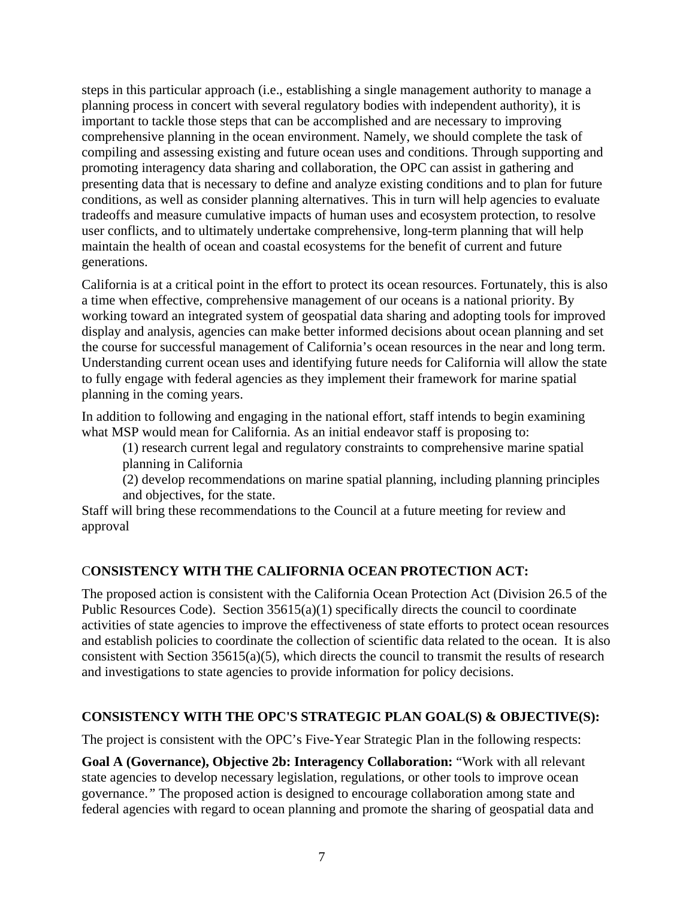steps in this particular approach (i.e., establishing a single management authority to manage a planning process in concert with several regulatory bodies with independent authority), it is important to tackle those steps that can be accomplished and are necessary to improving comprehensive planning in the ocean environment. Namely, we should complete the task of compiling and assessing existing and future ocean uses and conditions. Through supporting and promoting interagency data sharing and collaboration, the OPC can assist in gathering and presenting data that is necessary to define and analyze existing conditions and to plan for future conditions, as well as consider planning alternatives. This in turn will help agencies to evaluate tradeoffs and measure cumulative impacts of human uses and ecosystem protection, to resolve user conflicts, and to ultimately undertake comprehensive, long-term planning that will help maintain the health of ocean and coastal ecosystems for the benefit of current and future generations.

California is at a critical point in the effort to protect its ocean resources. Fortunately, this is also a time when effective, comprehensive management of our oceans is a national priority. By working toward an integrated system of geospatial data sharing and adopting tools for improved display and analysis, agencies can make better informed decisions about ocean planning and set the course for successful management of California's ocean resources in the near and long term. Understanding current ocean uses and identifying future needs for California will allow the state to fully engage with federal agencies as they implement their framework for marine spatial planning in the coming years.

In addition to following and engaging in the national effort, staff intends to begin examining what MSP would mean for California. As an initial endeavor staff is proposing to:

(1) research current legal and regulatory constraints to comprehensive marine spatial planning in California

(2) develop recommendations on marine spatial planning, including planning principles and objectives, for the state.

Staff will bring these recommendations to the Council at a future meeting for review and approval

## CONSISTENCY WITH THE CALIFORNIA OCEAN PROTECTION ACT:

The proposed action is consistent with the California Ocean Protection Act (Division 26.5 of the Public Resources Code). Section 35615(a)(1) specifically directs the council to coordinate activities of state agencies to improve the effectiveness of state efforts to protect ocean resources and establish policies to coordinate the collection of scientific data related to the ocean. It is also consistent with Section 35615(a)(5), which directs the council to transmit the results of research and investigations to state agencies to provide information for policy decisions.

## CONSISTENCY WITH THE OPC'S STRATEGIC PLAN GOAL(S) & OBJECTIVE(S):

The project is consistent with the OPC's Five-Year Strategic Plan in the following respects:

**Goal A (Governance), Objective 2b: Interagency Collaboration:** "Work with all relevant state agencies to develop necessary legislation, regulations, or other tools to improve ocean governance.*"* The proposed action is designed to encourage collaboration among state and federal agencies with regard to ocean planning and promote the sharing of geospatial data and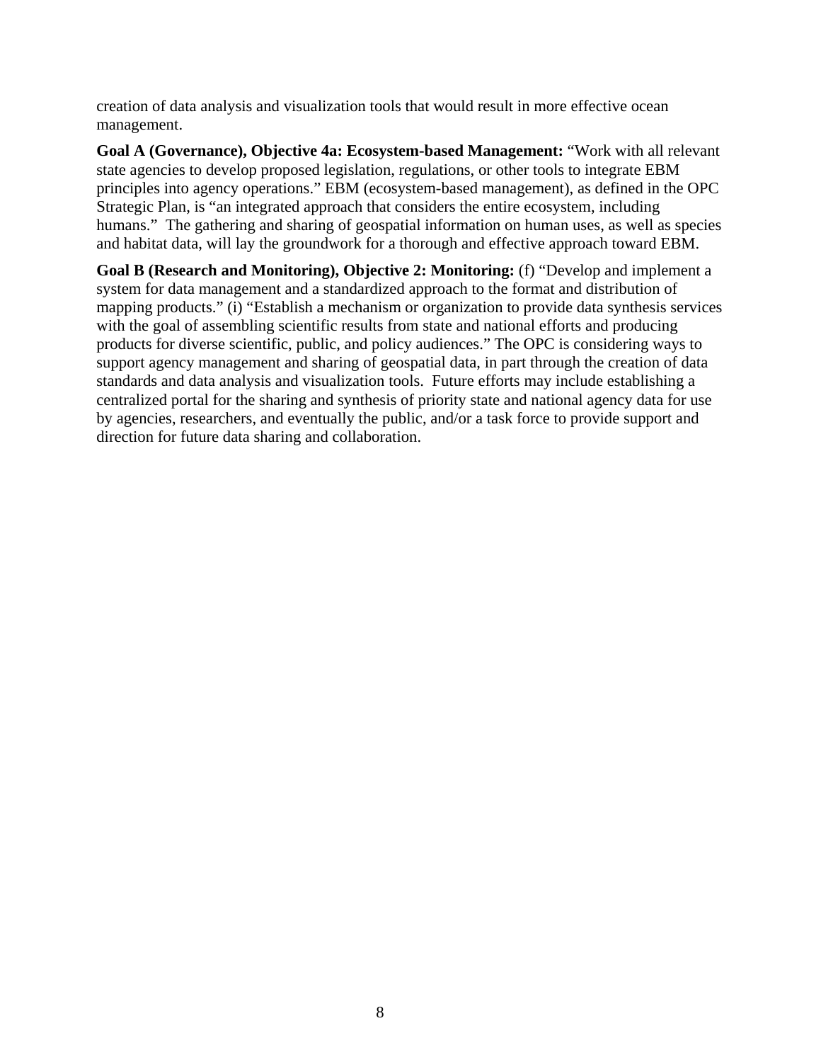creation of data analysis and visualization tools that would result in more effective ocean management.

**Goal A (Governance), Objective 4a: Ecosystem-based Management:** "Work with all relevant state agencies to develop proposed legislation, regulations, or other tools to integrate EBM principles into agency operations." EBM (ecosystem-based management), as defined in the OPC Strategic Plan, is "an integrated approach that considers the entire ecosystem, including humans." The gathering and sharing of geospatial information on human uses, as well as species and habitat data, will lay the groundwork for a thorough and effective approach toward EBM.

**Goal B (Research and Monitoring), Objective 2: Monitoring:** (f) "Develop and implement a system for data management and a standardized approach to the format and distribution of mapping products." (i) "Establish a mechanism or organization to provide data synthesis services with the goal of assembling scientific results from state and national efforts and producing products for diverse scientific, public, and policy audiences." The OPC is considering ways to support agency management and sharing of geospatial data, in part through the creation of data standards and data analysis and visualization tools. Future efforts may include establishing a centralized portal for the sharing and synthesis of priority state and national agency data for use by agencies, researchers, and eventually the public, and/or a task force to provide support and direction for future data sharing and collaboration.